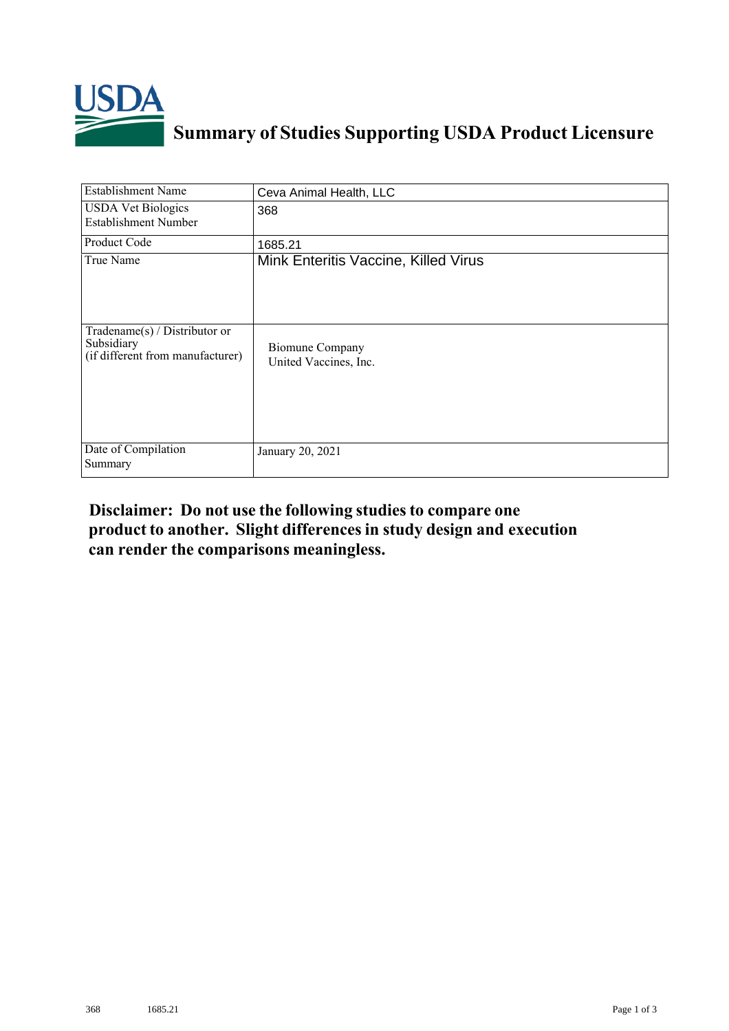# Summary of Studies Supporting USDA Product Licensure

| Establishment Name | Ceva Animal Health, LLC |
|---|---|
| USDA Vet Biologics Establishment Number | 368 |
| Product Code | 1685.21 |
| True Name | Mink Enteritis Vaccine, Killed Virus |
| Tradename(s) / Distributor or Subsidiary (if different from manufacturer) | Biomune Company<br>United Vaccines, Inc. |
| Date of Compilation Summary | January 20, 2021 |

**Disclaimer: Do not use the following studies to compare one product to another. Slight differences in study design and execution can render the comparisons meaningless.**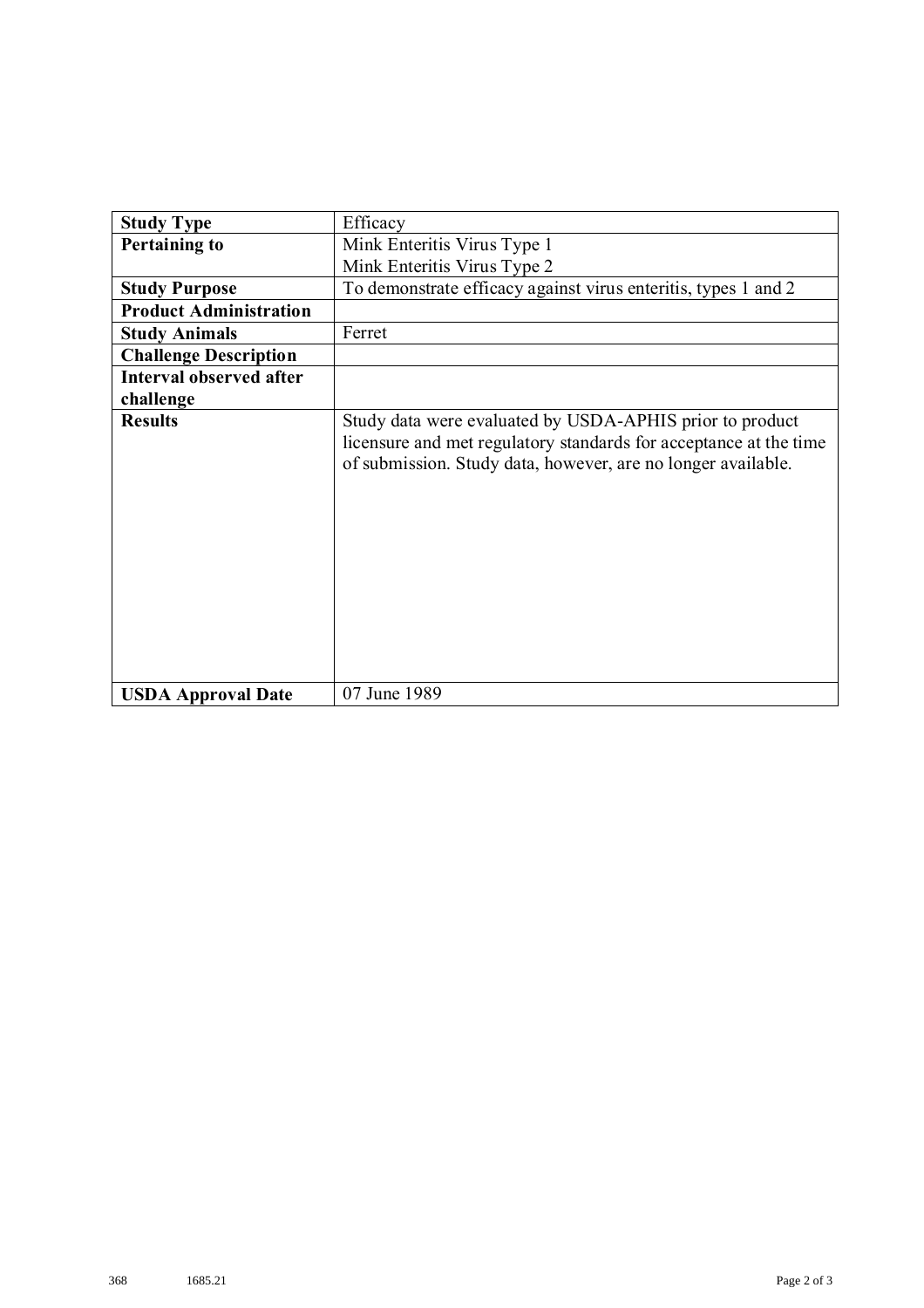| **Study Type** | Efficacy |
|---|---|
| **Pertaining to** | Mink Enteritis Virus Type 1<br>Mink Enteritis Virus Type 2 |
| **Study Purpose** | To demonstrate efficacy against virus enteritis, types 1 and 2 |
| **Product Administration** | |
| **Study Animals** | Ferret |
| **Challenge Description** | |
| **Interval observed after challenge** | |
| **Results** | Study data were evaluated by USDA-APHIS prior to product licensure and met regulatory standards for acceptance at the time of submission. Study data, however, are no longer available. |
| **USDA Approval Date** | 07 June 1989 |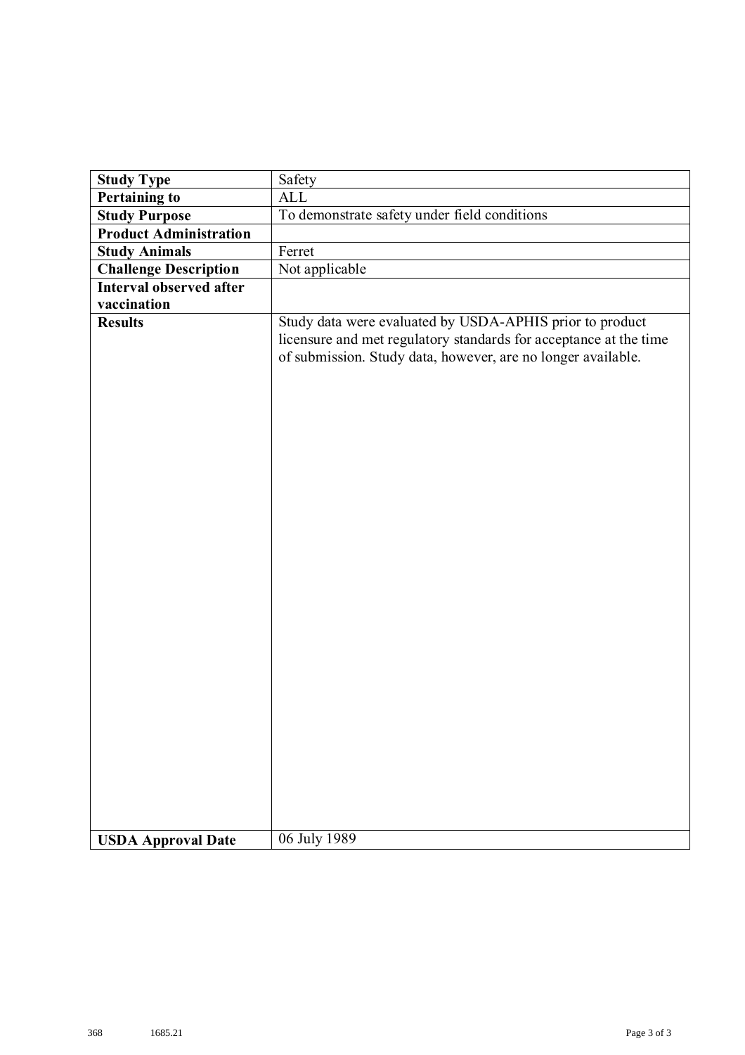| | |
|---|---|
| **Study Type** | Safety |
| **Pertaining to** | ALL |
| **Study Purpose** | To demonstrate safety under field conditions |
| **Product Administration** | |
| **Study Animals** | Ferret |
| **Challenge Description** | Not applicable |
| **Interval observed after vaccination** | |
| **Results** | Study data were evaluated by USDA-APHIS prior to product licensure and met regulatory standards for acceptance at the time of submission. Study data, however, are no longer available. |
| **USDA Approval Date** | 06 July 1989 |

368 1685.21